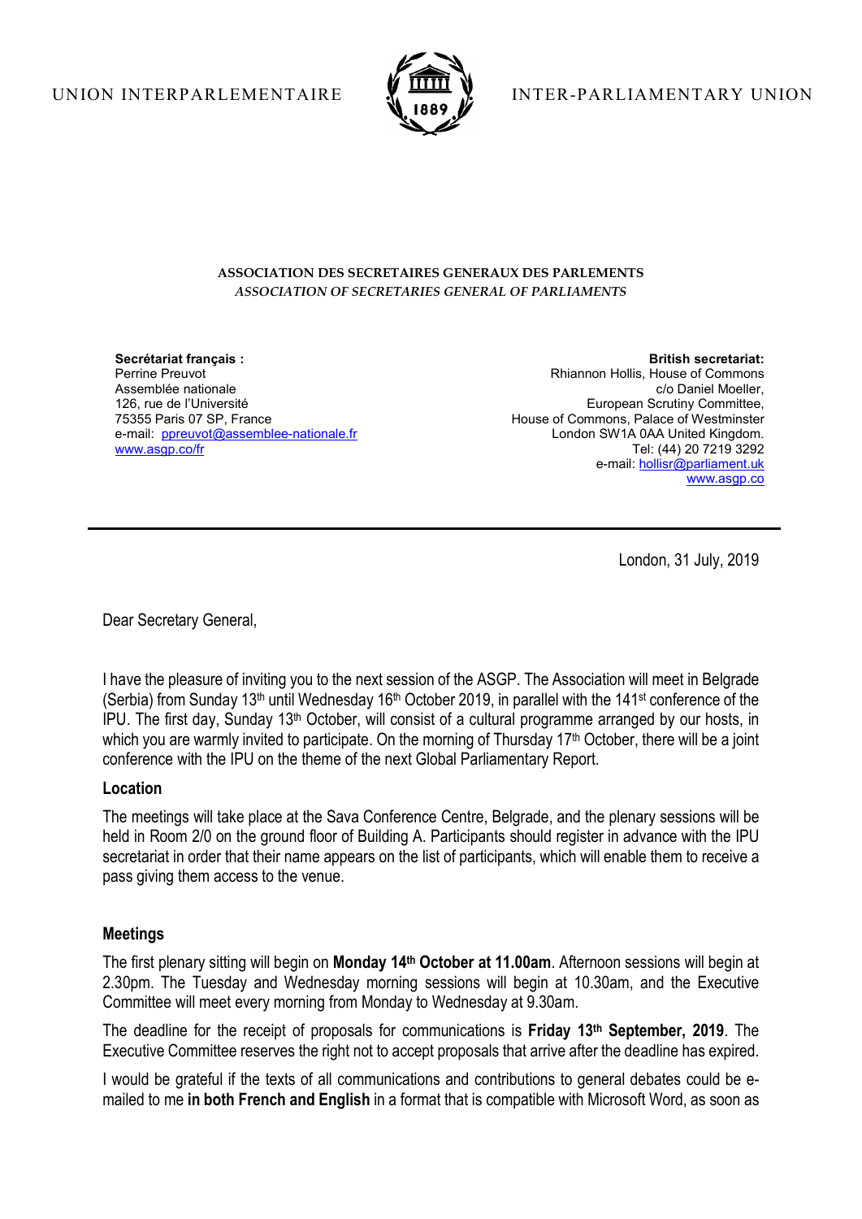UNION INTERPARLEMENTAIRE — INTER-PARLIAMENTARY UNION

**ASSOCIATION DES SECRETAIRES GENERAUX DES PARLEMENTS**
***ASSOCIATION OF SECRETARIES GENERAL OF PARLIAMENTS***

**Secrétariat français :**
Perrine Preuvot
Assemblée nationale
126, rue de l'Université
75355 Paris 07 SP, France
e-mail: ppreuvot@assemblee-nationale.fr
www.asgp.co/fr

**British secretariat:**
Rhiannon Hollis, House of Commons
c/o Daniel Moeller,
European Scrutiny Committee,
House of Commons, Palace of Westminster
London SW1A 0AA United Kingdom.
Tel: (44) 20 7219 3292
e-mail: hollisr@parliament.uk
www.asgp.co

---

London, 31 July, 2019

Dear Secretary General,

I have the pleasure of inviting you to the next session of the ASGP. The Association will meet in Belgrade (Serbia) from Sunday 13th until Wednesday 16th October 2019, in parallel with the 141st conference of the IPU. The first day, Sunday 13th October, will consist of a cultural programme arranged by our hosts, in which you are warmly invited to participate. On the morning of Thursday 17th October, there will be a joint conference with the IPU on the theme of the next Global Parliamentary Report.

## Location

The meetings will take place at the Sava Conference Centre, Belgrade, and the plenary sessions will be held in Room 2/0 on the ground floor of Building A. Participants should register in advance with the IPU secretariat in order that their name appears on the list of participants, which will enable them to receive a pass giving them access to the venue.

## Meetings

The first plenary sitting will begin on **Monday 14th October at 11.00am**. Afternoon sessions will begin at 2.30pm. The Tuesday and Wednesday morning sessions will begin at 10.30am, and the Executive Committee will meet every morning from Monday to Wednesday at 9.30am.

The deadline for the receipt of proposals for communications is **Friday 13th September, 2019**. The Executive Committee reserves the right not to accept proposals that arrive after the deadline has expired.

I would be grateful if the texts of all communications and contributions to general debates could be e-mailed to me **in both French and English** in a format that is compatible with Microsoft Word, as soon as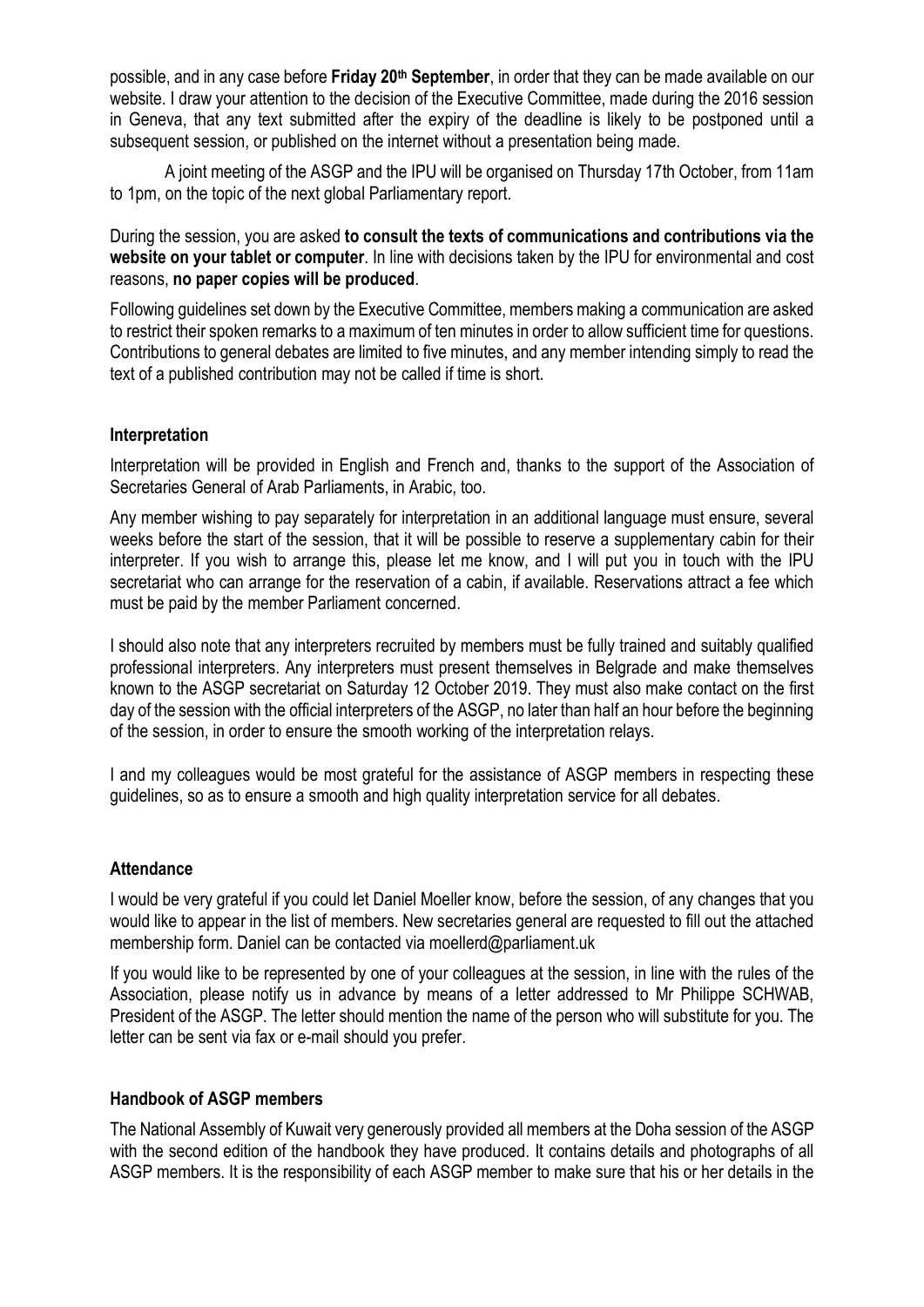possible, and in any case before **Friday 20th September**, in order that they can be made available on our website. I draw your attention to the decision of the Executive Committee, made during the 2016 session in Geneva, that any text submitted after the expiry of the deadline is likely to be postponed until a subsequent session, or published on the internet without a presentation being made.

A joint meeting of the ASGP and the IPU will be organised on Thursday 17th October, from 11am to 1pm, on the topic of the next global Parliamentary report.

During the session, you are asked **to consult the texts of communications and contributions via the website on your tablet or computer**. In line with decisions taken by the IPU for environmental and cost reasons, **no paper copies will be produced**.

Following guidelines set down by the Executive Committee, members making a communication are asked to restrict their spoken remarks to a maximum of ten minutes in order to allow sufficient time for questions. Contributions to general debates are limited to five minutes, and any member intending simply to read the text of a published contribution may not be called if time is short.

### Interpretation

Interpretation will be provided in English and French and, thanks to the support of the Association of Secretaries General of Arab Parliaments, in Arabic, too.

Any member wishing to pay separately for interpretation in an additional language must ensure, several weeks before the start of the session, that it will be possible to reserve a supplementary cabin for their interpreter. If you wish to arrange this, please let me know, and I will put you in touch with the IPU secretariat who can arrange for the reservation of a cabin, if available. Reservations attract a fee which must be paid by the member Parliament concerned.

I should also note that any interpreters recruited by members must be fully trained and suitably qualified professional interpreters. Any interpreters must present themselves in Belgrade and make themselves known to the ASGP secretariat on Saturday 12 October 2019. They must also make contact on the first day of the session with the official interpreters of the ASGP, no later than half an hour before the beginning of the session, in order to ensure the smooth working of the interpretation relays.

I and my colleagues would be most grateful for the assistance of ASGP members in respecting these guidelines, so as to ensure a smooth and high quality interpretation service for all debates.

### Attendance

I would be very grateful if you could let Daniel Moeller know, before the session, of any changes that you would like to appear in the list of members. New secretaries general are requested to fill out the attached membership form. Daniel can be contacted via moellerd@parliament.uk

If you would like to be represented by one of your colleagues at the session, in line with the rules of the Association, please notify us in advance by means of a letter addressed to Mr Philippe SCHWAB, President of the ASGP. The letter should mention the name of the person who will substitute for you. The letter can be sent via fax or e-mail should you prefer.

### Handbook of ASGP members

The National Assembly of Kuwait very generously provided all members at the Doha session of the ASGP with the second edition of the handbook they have produced. It contains details and photographs of all ASGP members. It is the responsibility of each ASGP member to make sure that his or her details in the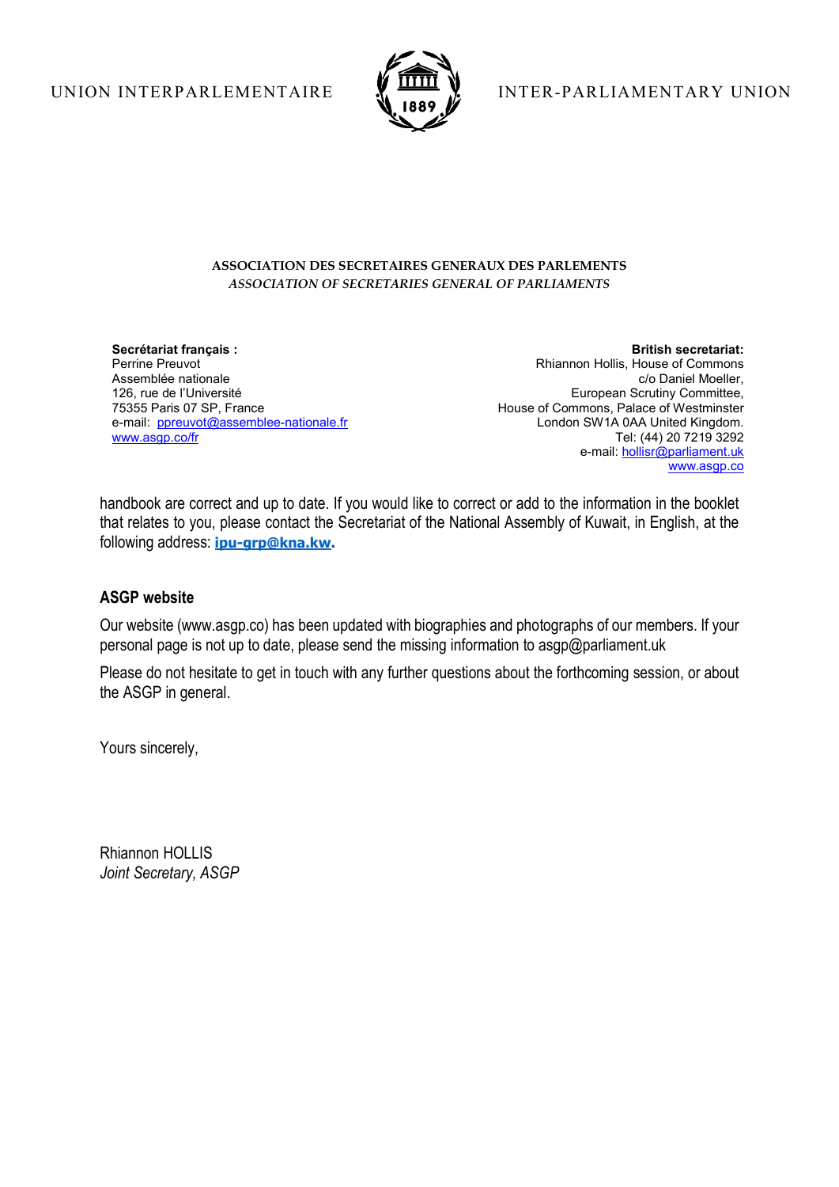UNION INTERPARLEMENTAIRE INTER-PARLIAMENTARY UNION

**ASSOCIATION DES SECRETAIRES GENERAUX DES PARLEMENTS**
***ASSOCIATION OF SECRETARIES GENERAL OF PARLIAMENTS***

**Secrétariat français :**
Perrine Preuvot
Assemblée nationale
126, rue de l'Université
75355 Paris 07 SP, France
e-mail: ppreuvot@assemblee-nationale.fr
www.asgp.co/fr

**British secretariat:**
Rhiannon Hollis, House of Commons
c/o Daniel Moeller,
European Scrutiny Committee,
House of Commons, Palace of Westminster
London SW1A 0AA United Kingdom.
Tel: (44) 20 7219 3292
e-mail: hollisr@parliament.uk
www.asgp.co

handbook are correct and up to date. If you would like to correct or add to the information in the booklet that relates to you, please contact the Secretariat of the National Assembly of Kuwait, in English, at the following address: **ipu-grp@kna.kw.**

## ASGP website

Our website (www.asgp.co) has been updated with biographies and photographs of our members. If your personal page is not up to date, please send the missing information to asgp@parliament.uk

Please do not hesitate to get in touch with any further questions about the forthcoming session, or about the ASGP in general.

Yours sincerely,

Rhiannon HOLLIS
*Joint Secretary, ASGP*